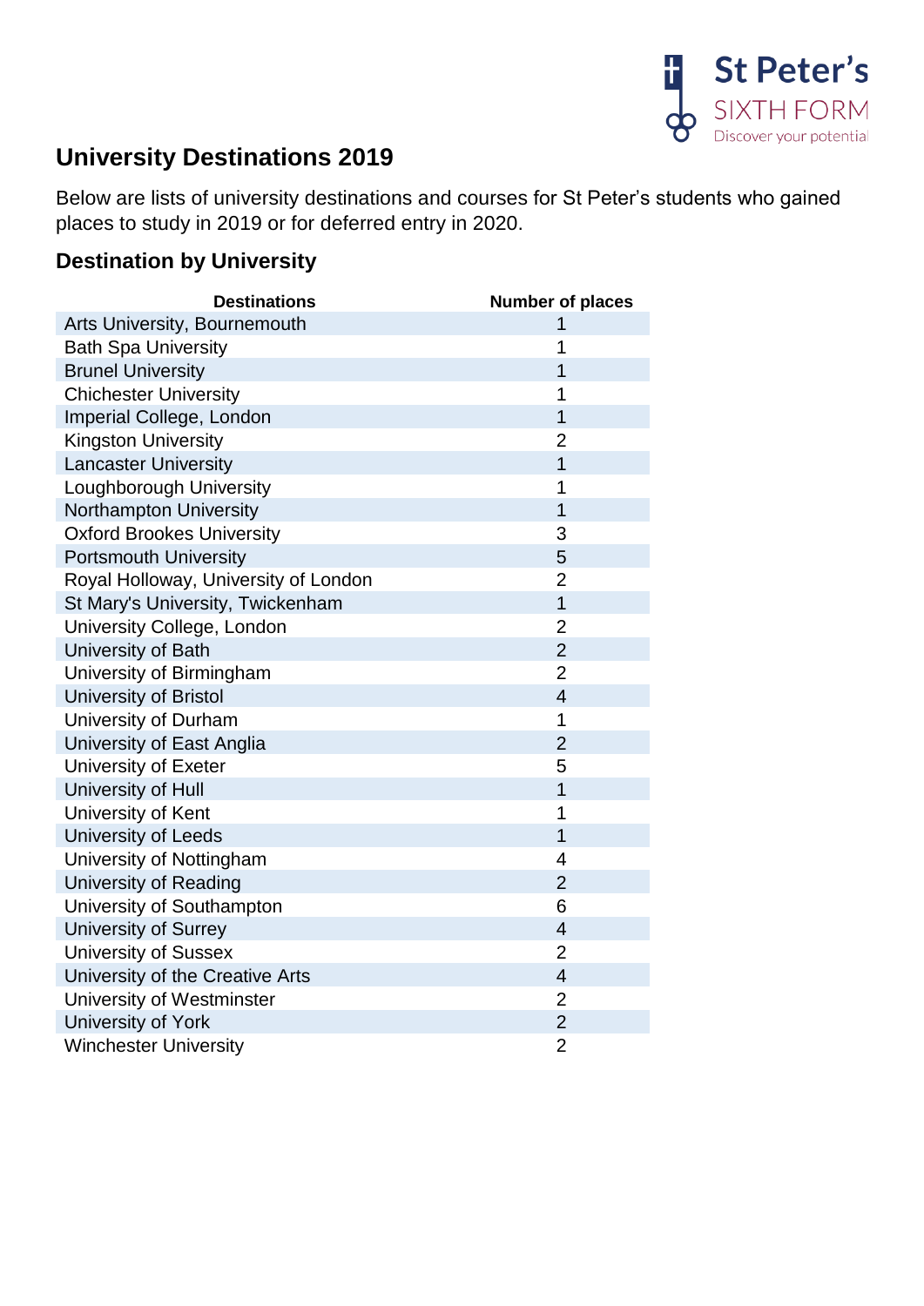St Peter's SIXTH FORM
Discover your potential

## University Destinations 2019

Below are lists of university destinations and courses for St Peter's students who gained places to study in 2019 or for deferred entry in 2020.

### Destination by University

| Destinations | Number of places |
|---|---|
| Arts University, Bournemouth | 1 |
| Bath Spa University | 1 |
| Brunel University | 1 |
| Chichester University | 1 |
| Imperial College, London | 1 |
| Kingston University | 2 |
| Lancaster University | 1 |
| Loughborough University | 1 |
| Northampton University | 1 |
| Oxford Brookes University | 3 |
| Portsmouth University | 5 |
| Royal Holloway, University of London | 2 |
| St Mary's University, Twickenham | 1 |
| University College, London | 2 |
| University of Bath | 2 |
| University of Birmingham | 2 |
| University of Bristol | 4 |
| University of Durham | 1 |
| University of East Anglia | 2 |
| University of Exeter | 5 |
| University of Hull | 1 |
| University of Kent | 1 |
| University of Leeds | 1 |
| University of Nottingham | 4 |
| University of Reading | 2 |
| University of Southampton | 6 |
| University of Surrey | 4 |
| University of Sussex | 2 |
| University of the Creative Arts | 4 |
| University of Westminster | 2 |
| University of York | 2 |
| Winchester University | 2 |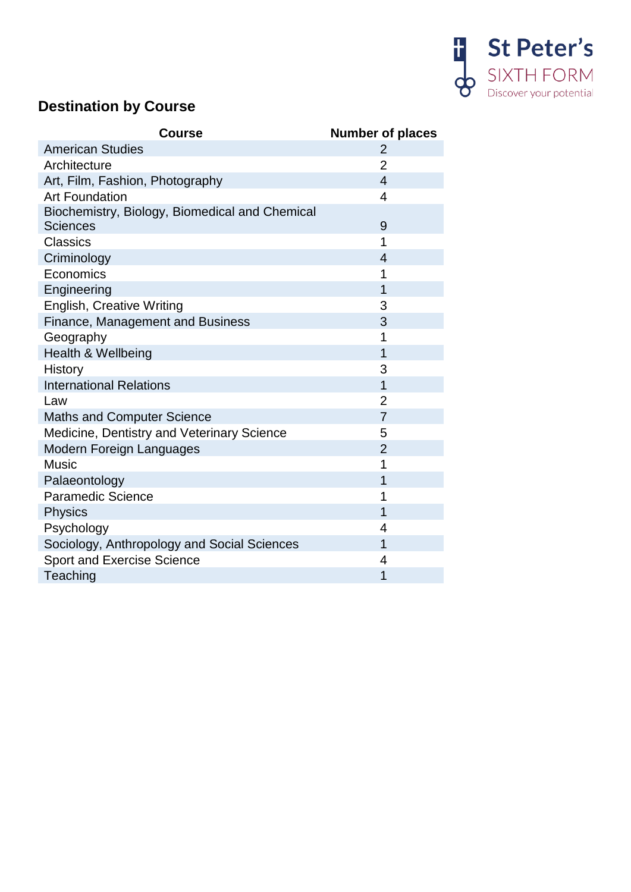St Peter's SIXTH FORM
Discover your potential

## Destination by Course

| Course | Number of places |
|---|---|
| American Studies | 2 |
| Architecture | 2 |
| Art, Film, Fashion, Photography | 4 |
| Art Foundation | 4 |
| Biochemistry, Biology, Biomedical and Chemical Sciences | 9 |
| Classics | 1 |
| Criminology | 4 |
| Economics | 1 |
| Engineering | 1 |
| English, Creative Writing | 3 |
| Finance, Management and Business | 3 |
| Geography | 1 |
| Health & Wellbeing | 1 |
| History | 3 |
| International Relations | 1 |
| Law | 2 |
| Maths and Computer Science | 7 |
| Medicine, Dentistry and Veterinary Science | 5 |
| Modern Foreign Languages | 2 |
| Music | 1 |
| Palaeontology | 1 |
| Paramedic Science | 1 |
| Physics | 1 |
| Psychology | 4 |
| Sociology, Anthropology and Social Sciences | 1 |
| Sport and Exercise Science | 4 |
| Teaching | 1 |